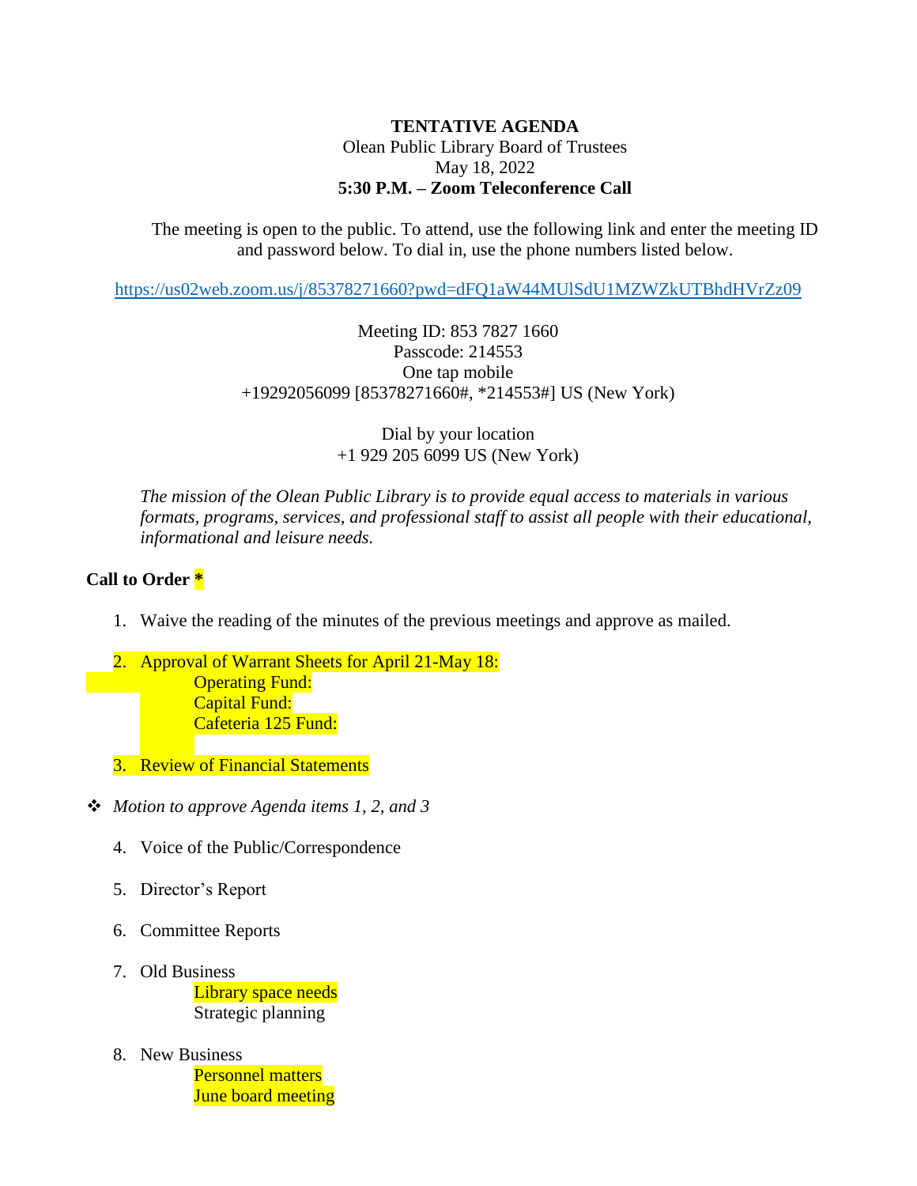**TENTATIVE AGENDA**
Olean Public Library Board of Trustees
May 18, 2022
**5:30 P.M. – Zoom Teleconference Call**

The meeting is open to the public. To attend, use the following link and enter the meeting ID and password below. To dial in, use the phone numbers listed below.

https://us02web.zoom.us/j/85378271660?pwd=dFQ1aW44MUlSdU1MZWZkUTBhdHVrZz09

Meeting ID: 853 7827 1660
Passcode: 214553
One tap mobile
+19292056099 [85378271660#, *214553#] US (New York)

Dial by your location
+1 929 205 6099 US (New York)

*The mission of the Olean Public Library is to provide equal access to materials in various formats, programs, services, and professional staff to assist all people with their educational, informational and leisure needs.*

**Call to Order** *

1. Waive the reading of the minutes of the previous meetings and approve as mailed.

2. Approval of Warrant Sheets for April 21-May 18:
   - Operating Fund:
   - Capital Fund:
   - Cafeteria 125 Fund:

3. Review of Financial Statements

❖ *Motion to approve Agenda items 1, 2, and 3*

4. Voice of the Public/Correspondence

5. Director's Report

6. Committee Reports

7. Old Business
   - Library space needs
   - Strategic planning

8. New Business
   - Personnel matters
   - June board meeting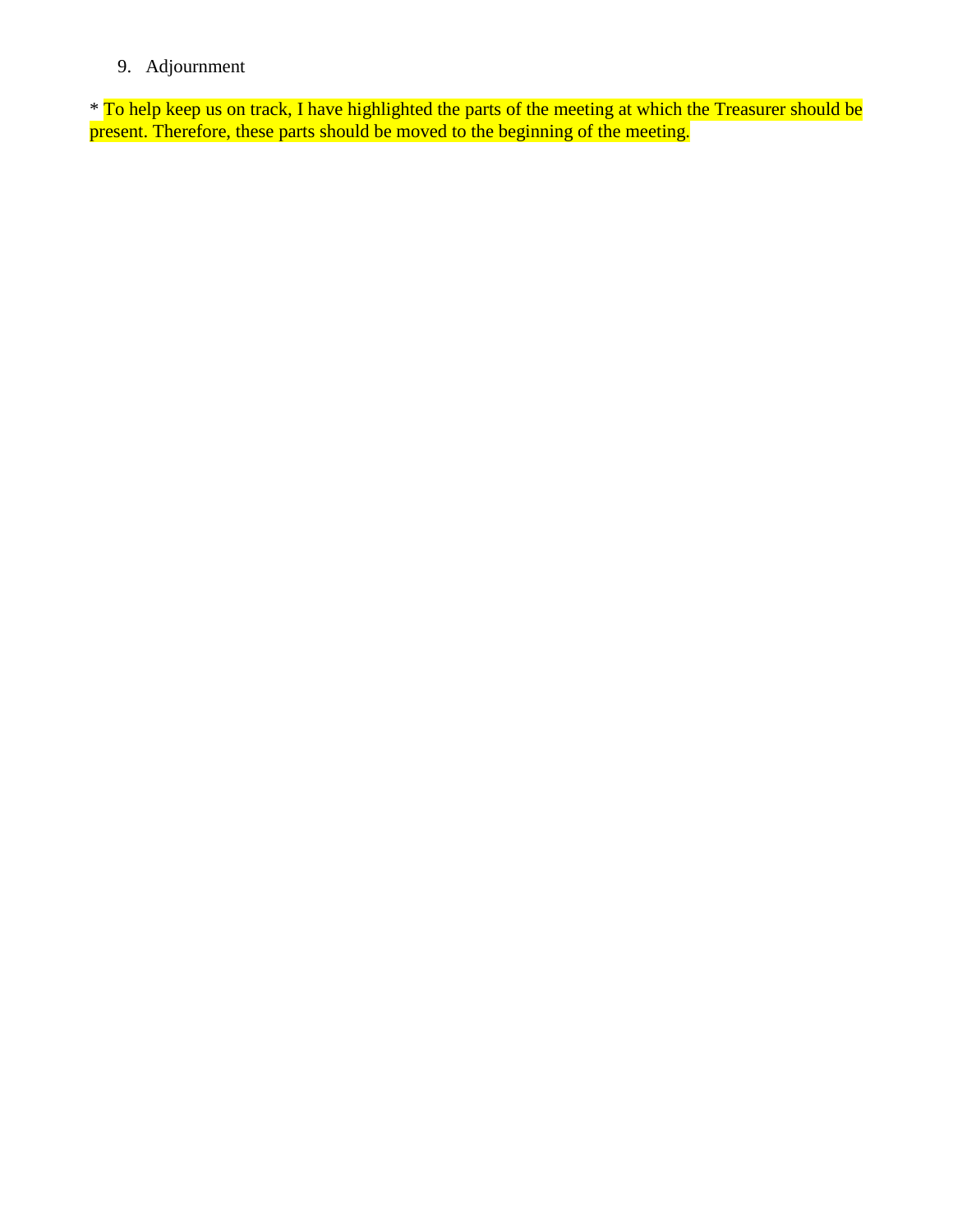9. Adjournment

* To help keep us on track, I have highlighted the parts of the meeting at which the Treasurer should be present. Therefore, these parts should be moved to the beginning of the meeting.